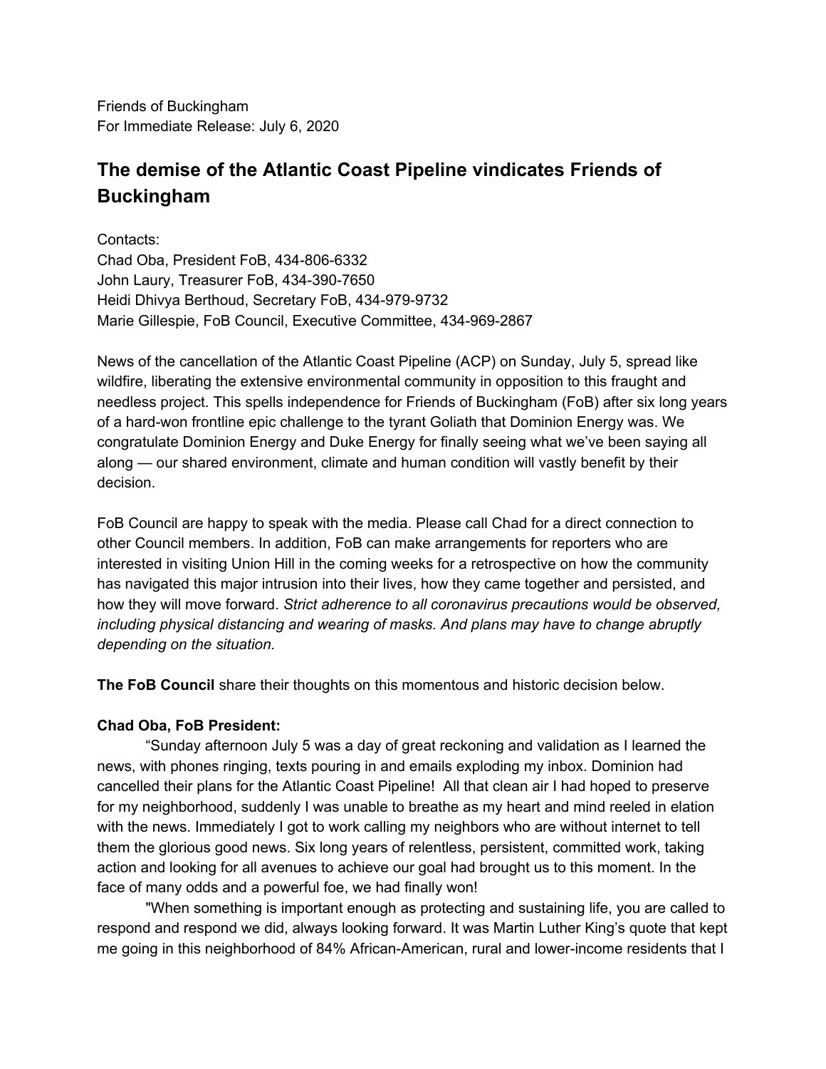Friends of Buckingham
For Immediate Release: July 6, 2020

# The demise of the Atlantic Coast Pipeline vindicates Friends of Buckingham

Contacts:
Chad Oba, President FoB, 434-806-6332
John Laury, Treasurer FoB, 434-390-7650
Heidi Dhivya Berthoud, Secretary FoB, 434-979-9732
Marie Gillespie, FoB Council, Executive Committee, 434-969-2867

News of the cancellation of the Atlantic Coast Pipeline (ACP) on Sunday, July 5, spread like wildfire, liberating the extensive environmental community in opposition to this fraught and needless project. This spells independence for Friends of Buckingham (FoB) after six long years of a hard-won frontline epic challenge to the tyrant Goliath that Dominion Energy was. We congratulate Dominion Energy and Duke Energy for finally seeing what we've been saying all along — our shared environment, climate and human condition will vastly benefit by their decision.

FoB Council are happy to speak with the media. Please call Chad for a direct connection to other Council members. In addition, FoB can make arrangements for reporters who are interested in visiting Union Hill in the coming weeks for a retrospective on how the community has navigated this major intrusion into their lives, how they came together and persisted, and how they will move forward. *Strict adherence to all coronavirus precautions would be observed, including physical distancing and wearing of masks. And plans may have to change abruptly depending on the situation.*

**The FoB Council** share their thoughts on this momentous and historic decision below.

**Chad Oba, FoB President:**

"Sunday afternoon July 5 was a day of great reckoning and validation as I learned the news, with phones ringing, texts pouring in and emails exploding my inbox. Dominion had cancelled their plans for the Atlantic Coast Pipeline! All that clean air I had hoped to preserve for my neighborhood, suddenly I was unable to breathe as my heart and mind reeled in elation with the news. Immediately I got to work calling my neighbors who are without internet to tell them the glorious good news. Six long years of relentless, persistent, committed work, taking action and looking for all avenues to achieve our goal had brought us to this moment. In the face of many odds and a powerful foe, we had finally won!

"When something is important enough as protecting and sustaining life, you are called to respond and respond we did, always looking forward. It was Martin Luther King's quote that kept me going in this neighborhood of 84% African-American, rural and lower-income residents that I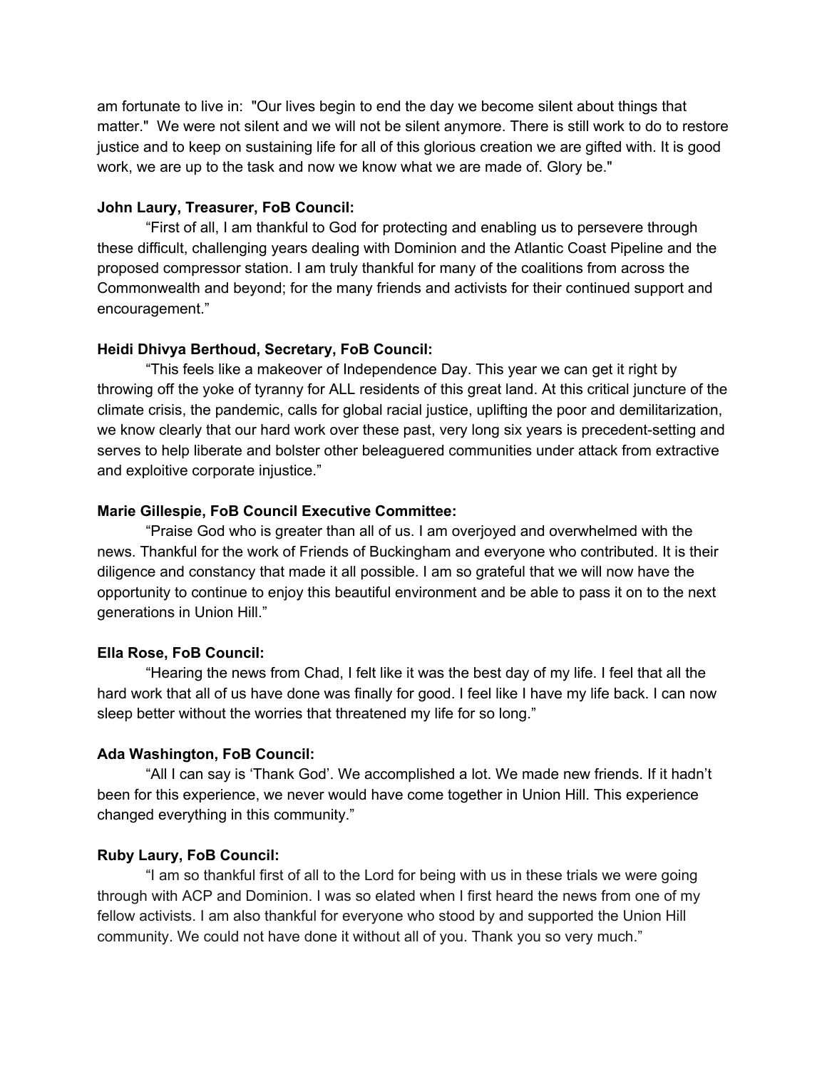am fortunate to live in: "Our lives begin to end the day we become silent about things that matter." We were not silent and we will not be silent anymore. There is still work to do to restore justice and to keep on sustaining life for all of this glorious creation we are gifted with. It is good work, we are up to the task and now we know what we are made of. Glory be."

**John Laury, Treasurer, FoB Council:**

"First of all, I am thankful to God for protecting and enabling us to persevere through these difficult, challenging years dealing with Dominion and the Atlantic Coast Pipeline and the proposed compressor station. I am truly thankful for many of the coalitions from across the Commonwealth and beyond; for the many friends and activists for their continued support and encouragement."

**Heidi Dhivya Berthoud, Secretary, FoB Council:**

"This feels like a makeover of Independence Day. This year we can get it right by throwing off the yoke of tyranny for ALL residents of this great land. At this critical juncture of the climate crisis, the pandemic, calls for global racial justice, uplifting the poor and demilitarization, we know clearly that our hard work over these past, very long six years is precedent-setting and serves to help liberate and bolster other beleaguered communities under attack from extractive and exploitive corporate injustice."

**Marie Gillespie, FoB Council Executive Committee:**

"Praise God who is greater than all of us. I am overjoyed and overwhelmed with the news. Thankful for the work of Friends of Buckingham and everyone who contributed. It is their diligence and constancy that made it all possible. I am so grateful that we will now have the opportunity to continue to enjoy this beautiful environment and be able to pass it on to the next generations in Union Hill."

**Ella Rose, FoB Council:**

"Hearing the news from Chad, I felt like it was the best day of my life. I feel that all the hard work that all of us have done was finally for good. I feel like I have my life back. I can now sleep better without the worries that threatened my life for so long."

**Ada Washington, FoB Council:**

"All I can say is 'Thank God'. We accomplished a lot. We made new friends. If it hadn't been for this experience, we never would have come together in Union Hill. This experience changed everything in this community."

**Ruby Laury, FoB Council:**

"I am so thankful first of all to the Lord for being with us in these trials we were going through with ACP and Dominion. I was so elated when I first heard the news from one of my fellow activists. I am also thankful for everyone who stood by and supported the Union Hill community. We could not have done it without all of you. Thank you so very much."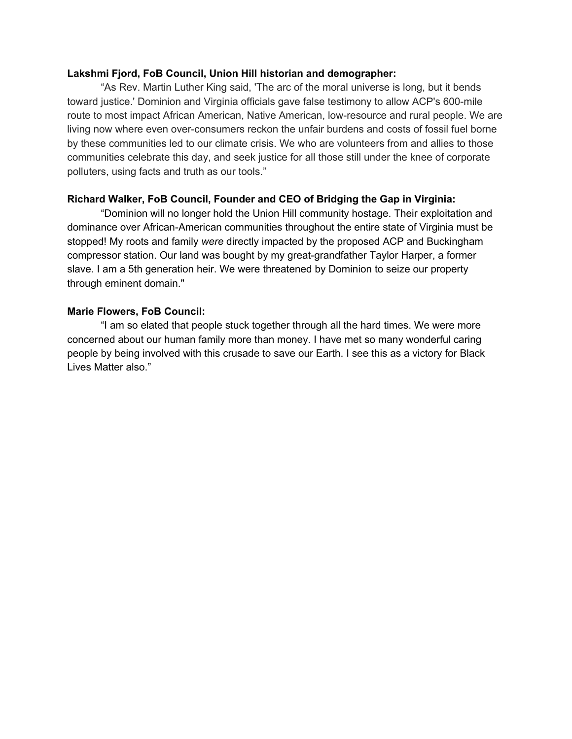**Lakshmi Fjord, FoB Council, Union Hill historian and demographer:**

"As Rev. Martin Luther King said, 'The arc of the moral universe is long, but it bends toward justice.' Dominion and Virginia officials gave false testimony to allow ACP's 600-mile route to most impact African American, Native American, low-resource and rural people. We are living now where even over-consumers reckon the unfair burdens and costs of fossil fuel borne by these communities led to our climate crisis. We who are volunteers from and allies to those communities celebrate this day, and seek justice for all those still under the knee of corporate polluters, using facts and truth as our tools."

**Richard Walker, FoB Council, Founder and CEO of Bridging the Gap in Virginia:**

"Dominion will no longer hold the Union Hill community hostage. Their exploitation and dominance over African-American communities throughout the entire state of Virginia must be stopped! My roots and family *were* directly impacted by the proposed ACP and Buckingham compressor station. Our land was bought by my great-grandfather Taylor Harper, a former slave. I am a 5th generation heir. We were threatened by Dominion to seize our property through eminent domain."

**Marie Flowers, FoB Council:**

"I am so elated that people stuck together through all the hard times. We were more concerned about our human family more than money. I have met so many wonderful caring people by being involved with this crusade to save our Earth. I see this as a victory for Black Lives Matter also."